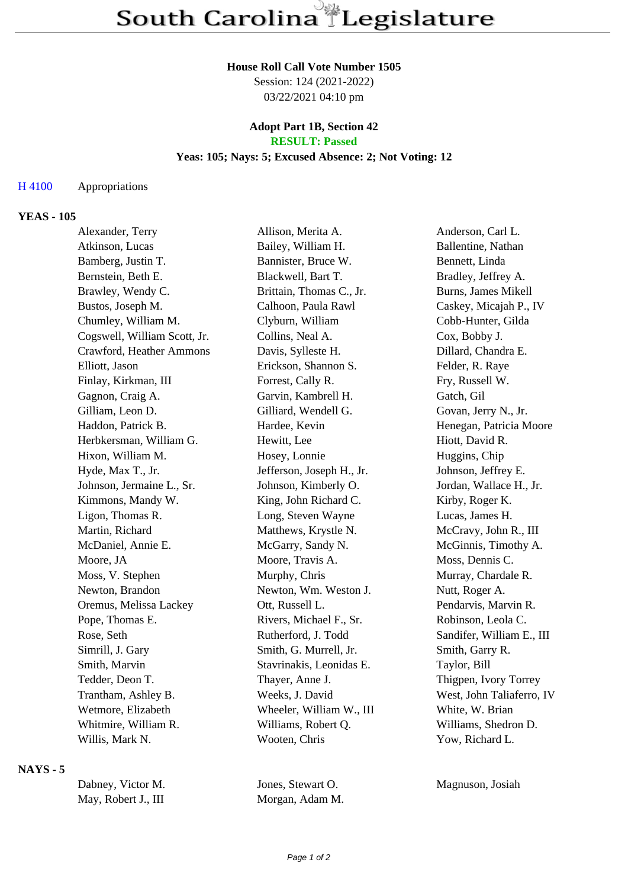# South Carolina Legislature

**House Roll Call Vote Number 1505**
Session: 124 (2021-2022)
03/22/2021 04:10 pm

**Adopt Part 1B, Section 42**
**RESULT: Passed**
**Yeas: 105; Nays: 5; Excused Absence: 2; Not Voting: 12**

H 4100 Appropriations

## YEAS - 105

| | | |
|---|---|---|
| Alexander, Terry | Allison, Merita A. | Anderson, Carl L. |
| Atkinson, Lucas | Bailey, William H. | Ballentine, Nathan |
| Bamberg, Justin T. | Bannister, Bruce W. | Bennett, Linda |
| Bernstein, Beth E. | Blackwell, Bart T. | Bradley, Jeffrey A. |
| Brawley, Wendy C. | Brittain, Thomas C., Jr. | Burns, James Mikell |
| Bustos, Joseph M. | Calhoon, Paula Rawl | Caskey, Micajah P., IV |
| Chumley, William M. | Clyburn, William | Cobb-Hunter, Gilda |
| Cogswell, William Scott, Jr. | Collins, Neal A. | Cox, Bobby J. |
| Crawford, Heather Ammons | Davis, Sylleste H. | Dillard, Chandra E. |
| Elliott, Jason | Erickson, Shannon S. | Felder, R. Raye |
| Finlay, Kirkman, III | Forrest, Cally R. | Fry, Russell W. |
| Gagnon, Craig A. | Garvin, Kambrell H. | Gatch, Gil |
| Gilliam, Leon D. | Gilliard, Wendell G. | Govan, Jerry N., Jr. |
| Haddon, Patrick B. | Hardee, Kevin | Henegan, Patricia Moore |
| Herbkersman, William G. | Hewitt, Lee | Hiott, David R. |
| Hixon, William M. | Hosey, Lonnie | Huggins, Chip |
| Hyde, Max T., Jr. | Jefferson, Joseph H., Jr. | Johnson, Jeffrey E. |
| Johnson, Jermaine L., Sr. | Johnson, Kimberly O. | Jordan, Wallace H., Jr. |
| Kimmons, Mandy W. | King, John Richard C. | Kirby, Roger K. |
| Ligon, Thomas R. | Long, Steven Wayne | Lucas, James H. |
| Martin, Richard | Matthews, Krystle N. | McCravy, John R., III |
| McDaniel, Annie E. | McGarry, Sandy N. | McGinnis, Timothy A. |
| Moore, JA | Moore, Travis A. | Moss, Dennis C. |
| Moss, V. Stephen | Murphy, Chris | Murray, Chardale R. |
| Newton, Brandon | Newton, Wm. Weston J. | Nutt, Roger A. |
| Oremus, Melissa Lackey | Ott, Russell L. | Pendarvis, Marvin R. |
| Pope, Thomas E. | Rivers, Michael F., Sr. | Robinson, Leola C. |
| Rose, Seth | Rutherford, J. Todd | Sandifer, William E., III |
| Simrill, J. Gary | Smith, G. Murrell, Jr. | Smith, Garry R. |
| Smith, Marvin | Stavrinakis, Leonidas E. | Taylor, Bill |
| Tedder, Deon T. | Thayer, Anne J. | Thigpen, Ivory Torrey |
| Trantham, Ashley B. | Weeks, J. David | West, John Taliaferro, IV |
| Wetmore, Elizabeth | Wheeler, William W., III | White, W. Brian |
| Whitmire, William R. | Williams, Robert Q. | Williams, Shedron D. |
| Willis, Mark N. | Wooten, Chris | Yow, Richard L. |

## NAYS - 5

| | | |
|---|---|---|
| Dabney, Victor M. | Jones, Stewart O. | Magnuson, Josiah |
| May, Robert J., III | Morgan, Adam M. | |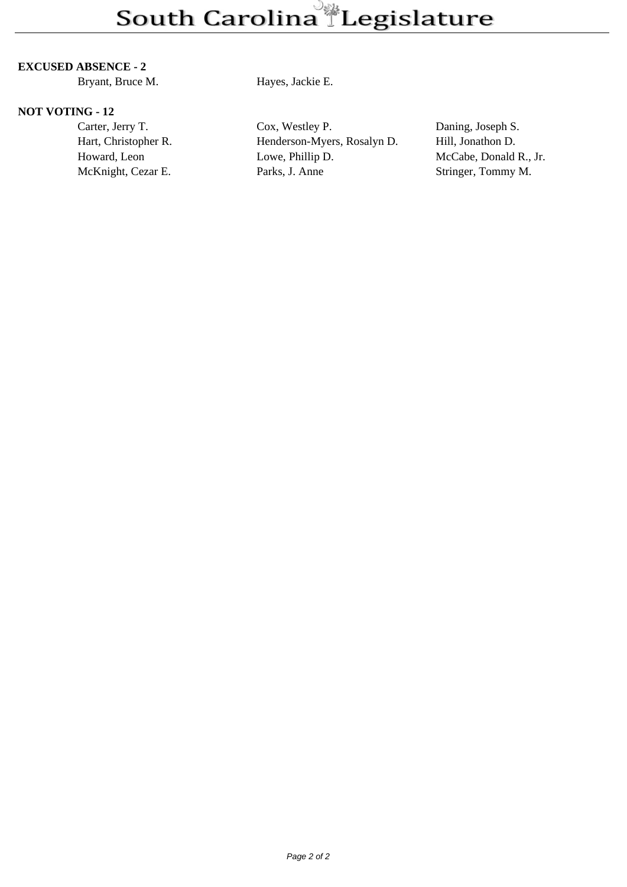**EXCUSED ABSENCE - 2**

| | |
|---|---|
| Bryant, Bruce M. | Hayes, Jackie E. |

**NOT VOTING - 12**

| | | |
|---|---|---|
| Carter, Jerry T. | Cox, Westley P. | Daning, Joseph S. |
| Hart, Christopher R. | Henderson-Myers, Rosalyn D. | Hill, Jonathon D. |
| Howard, Leon | Lowe, Phillip D. | McCabe, Donald R., Jr. |
| McKnight, Cezar E. | Parks, J. Anne | Stringer, Tommy M. |